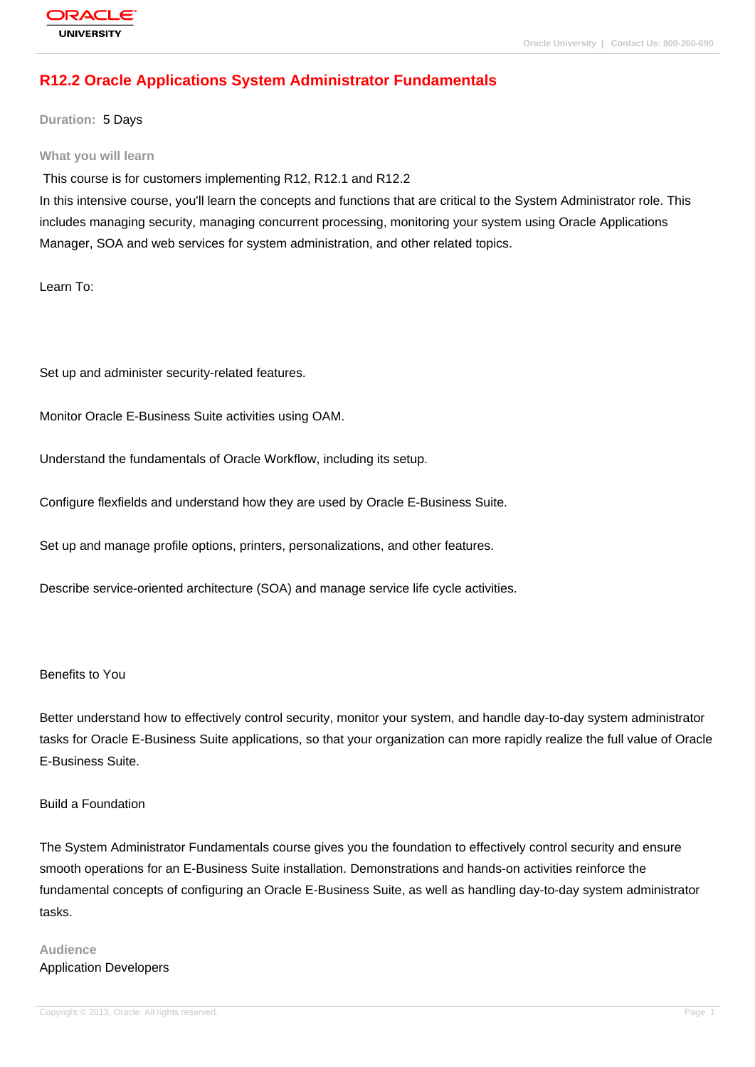# R12.2 Oracle Applications System Administrator Fundamentals

**Duration:** 5 Days

## What you will learn

This course is for customers implementing R12, R12.1 and R12.2

In this intensive course, you'll learn the concepts and functions that are critical to the System Administrator role. This includes managing security, managing concurrent processing, monitoring your system using Oracle Applications Manager, SOA and web services for system administration, and other related topics.

Learn To:

Set up and administer security-related features.

Monitor Oracle E-Business Suite activities using OAM.

Understand the fundamentals of Oracle Workflow, including its setup.

Configure flexfields and understand how they are used by Oracle E-Business Suite.

Set up and manage profile options, printers, personalizations, and other features.

Describe service-oriented architecture (SOA) and manage service life cycle activities.

Benefits to You

Better understand how to effectively control security, monitor your system, and handle day-to-day system administrator tasks for Oracle E-Business Suite applications, so that your organization can more rapidly realize the full value of Oracle E-Business Suite.

Build a Foundation

The System Administrator Fundamentals course gives you the foundation to effectively control security and ensure smooth operations for an E-Business Suite installation. Demonstrations and hands-on activities reinforce the fundamental concepts of configuring an Oracle E-Business Suite, as well as handling day-to-day system administrator tasks.

## Audience

Application Developers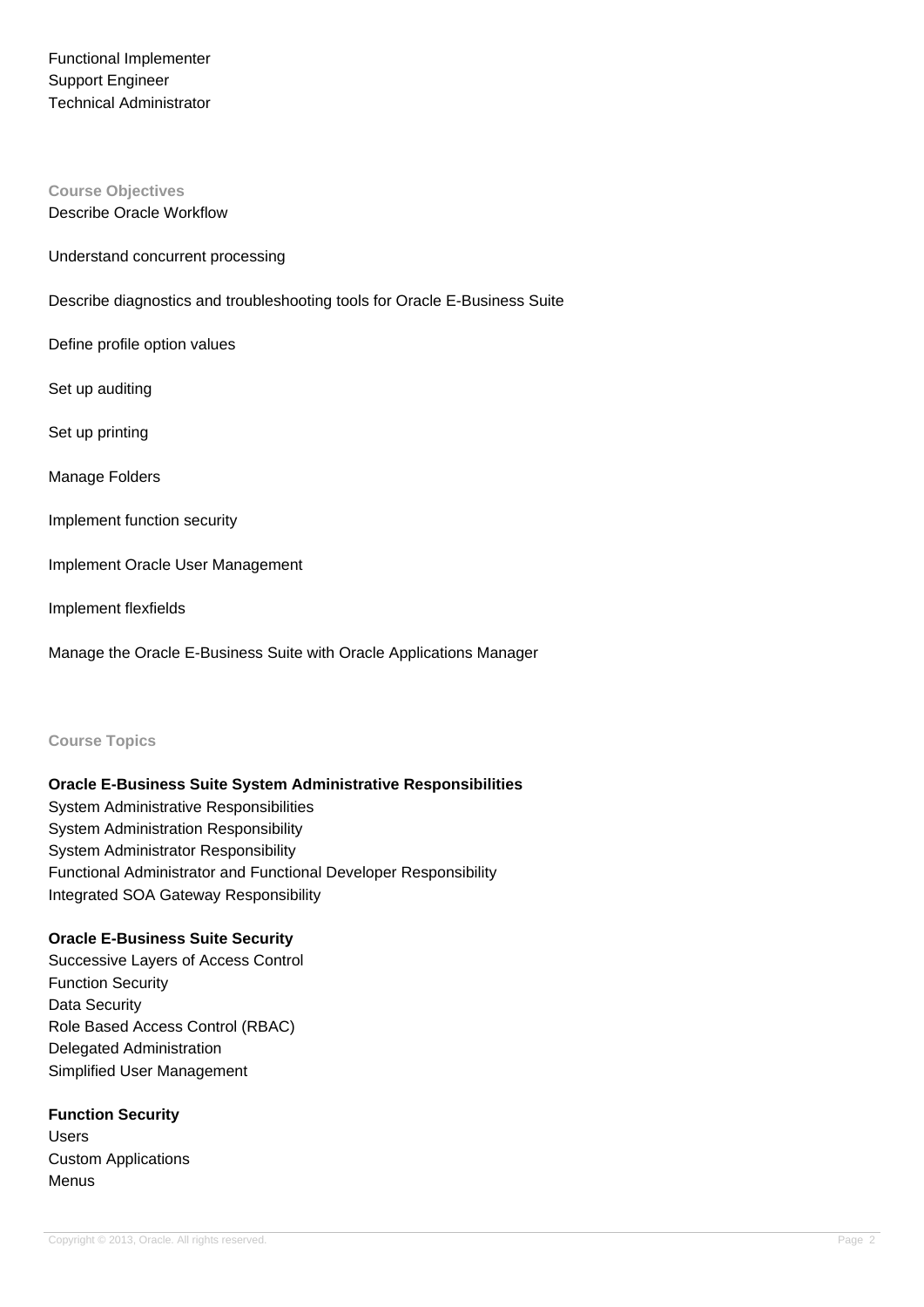Functional Implementer
Support Engineer
Technical Administrator

**Course Objectives**

Describe Oracle Workflow

Understand concurrent processing

Describe diagnostics and troubleshooting tools for Oracle E-Business Suite

Define profile option values

Set up auditing

Set up printing

Manage Folders

Implement function security

Implement Oracle User Management

Implement flexfields

Manage the Oracle E-Business Suite with Oracle Applications Manager

**Course Topics**

**Oracle E-Business Suite System Administrative Responsibilities**

System Administrative Responsibilities
System Administration Responsibility
System Administrator Responsibility
Functional Administrator and Functional Developer Responsibility
Integrated SOA Gateway Responsibility

**Oracle E-Business Suite Security**

Successive Layers of Access Control
Function Security
Data Security
Role Based Access Control (RBAC)
Delegated Administration
Simplified User Management

**Function Security**

Users
Custom Applications
Menus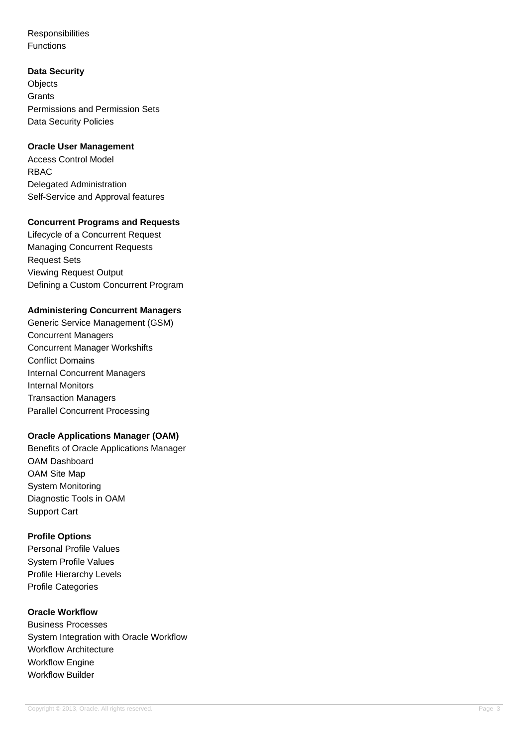Responsibilities
Functions

**Data Security**
Objects
Grants
Permissions and Permission Sets
Data Security Policies

**Oracle User Management**
Access Control Model
RBAC
Delegated Administration
Self-Service and Approval features

**Concurrent Programs and Requests**
Lifecycle of a Concurrent Request
Managing Concurrent Requests
Request Sets
Viewing Request Output
Defining a Custom Concurrent Program

**Administering Concurrent Managers**
Generic Service Management (GSM)
Concurrent Managers
Concurrent Manager Workshifts
Conflict Domains
Internal Concurrent Managers
Internal Monitors
Transaction Managers
Parallel Concurrent Processing

**Oracle Applications Manager (OAM)**
Benefits of Oracle Applications Manager
OAM Dashboard
OAM Site Map
System Monitoring
Diagnostic Tools in OAM
Support Cart

**Profile Options**
Personal Profile Values
System Profile Values
Profile Hierarchy Levels
Profile Categories

**Oracle Workflow**
Business Processes
System Integration with Oracle Workflow
Workflow Architecture
Workflow Engine
Workflow Builder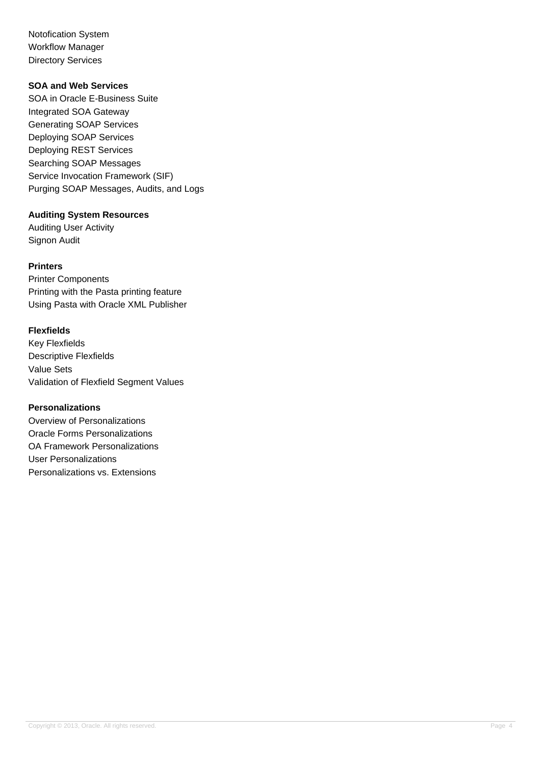Notofication System
Workflow Manager
Directory Services

**SOA and Web Services**
SOA in Oracle E-Business Suite
Integrated SOA Gateway
Generating SOAP Services
Deploying SOAP Services
Deploying REST Services
Searching SOAP Messages
Service Invocation Framework (SIF)
Purging SOAP Messages, Audits, and Logs

**Auditing System Resources**
Auditing User Activity
Signon Audit

**Printers**
Printer Components
Printing with the Pasta printing feature
Using Pasta with Oracle XML Publisher

**Flexfields**
Key Flexfields
Descriptive Flexfields
Value Sets
Validation of Flexfield Segment Values

**Personalizations**
Overview of Personalizations
Oracle Forms Personalizations
OA Framework Personalizations
User Personalizations
Personalizations vs. Extensions

Copyright © 2013, Oracle. All rights reserved.